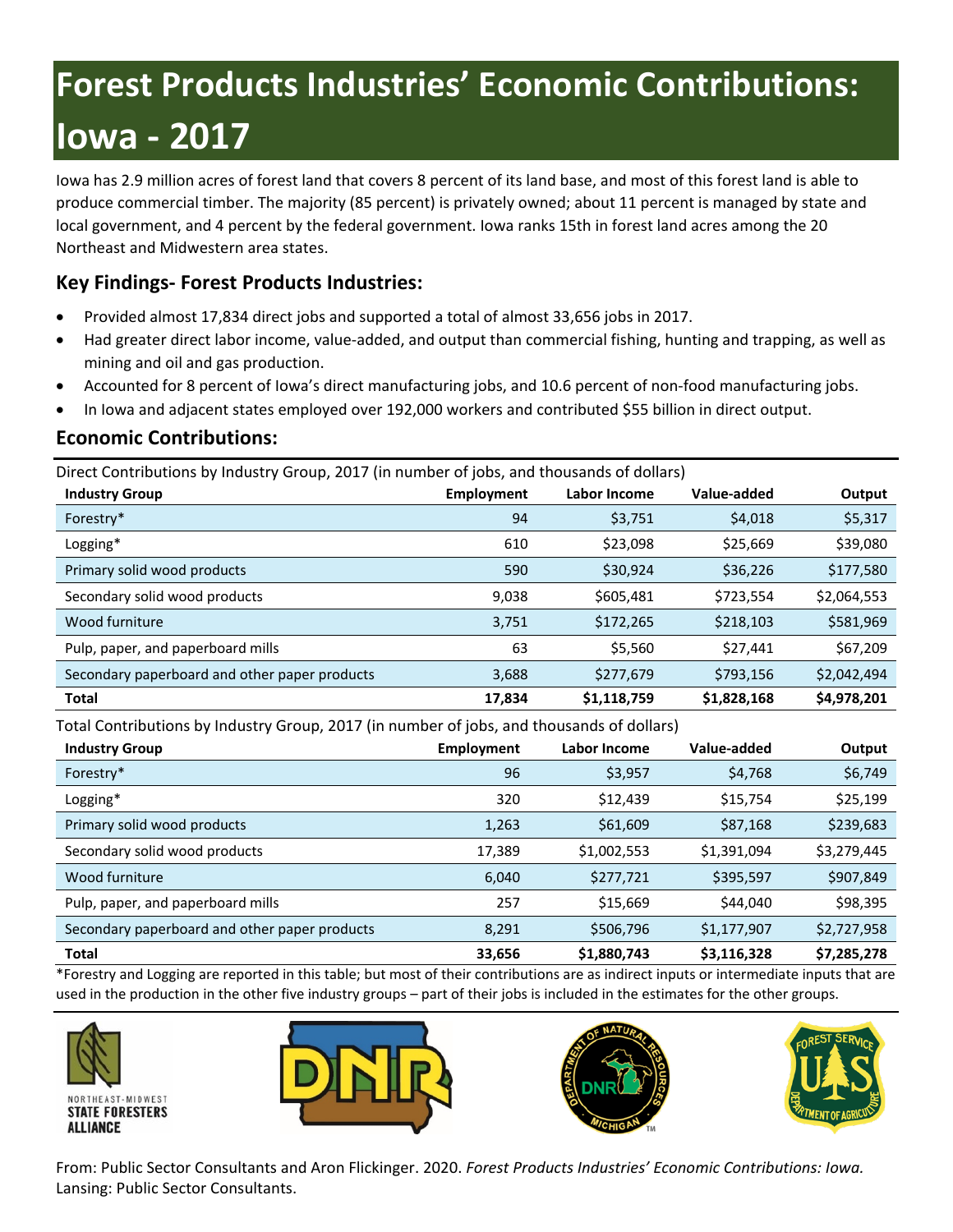# Forest Products Industries' Economic Contributions: Iowa - 2017

Iowa has 2.9 million acres of forest land that covers 8 percent of its land base, and most of this forest land is able to produce commercial timber. The majority (85 percent) is privately owned; about 11 percent is managed by state and local government, and 4 percent by the federal government. Iowa ranks 15th in forest land acres among the 20 Northeast and Midwestern area states.

## Key Findings- Forest Products Industries:

- Provided almost 17,834 direct jobs and supported a total of almost 33,656 jobs in 2017.
- Had greater direct labor income, value-added, and output than commercial fishing, hunting and trapping, as well as mining and oil and gas production.
- Accounted for 8 percent of Iowa's direct manufacturing jobs, and 10.6 percent of non-food manufacturing jobs.
- In Iowa and adjacent states employed over 192,000 workers and contributed $55 billion in direct output.

## Economic Contributions:

Direct Contributions by Industry Group, 2017 (in number of jobs, and thousands of dollars)

| Industry Group | Employment | Labor Income | Value-added | Output |
|---|---|---|---|---|
| Forestry* | 94 | $3,751 | $4,018 | $5,317 |
| Logging* | 610 | $23,098 | $25,669 | $39,080 |
| Primary solid wood products | 590 | $30,924 | $36,226 | $177,580 |
| Secondary solid wood products | 9,038 | $605,481 | $723,554 | $2,064,553 |
| Wood furniture | 3,751 | $172,265 | $218,103 | $581,969 |
| Pulp, paper, and paperboard mills | 63 | $5,560 | $27,441 | $67,209 |
| Secondary paperboard and other paper products | 3,688 | $277,679 | $793,156 | $2,042,494 |
| **Total** | **17,834** | **$1,118,759** | **$1,828,168** | **$4,978,201** |

Total Contributions by Industry Group, 2017 (in number of jobs, and thousands of dollars)

| Industry Group | Employment | Labor Income | Value-added | Output |
|---|---|---|---|---|
| Forestry* | 96 | $3,957 | $4,768 | $6,749 |
| Logging* | 320 | $12,439 | $15,754 | $25,199 |
| Primary solid wood products | 1,263 | $61,609 | $87,168 | $239,683 |
| Secondary solid wood products | 17,389 | $1,002,553 | $1,391,094 | $3,279,445 |
| Wood furniture | 6,040 | $277,721 | $395,597 | $907,849 |
| Pulp, paper, and paperboard mills | 257 | $15,669 | $44,040 | $98,395 |
| Secondary paperboard and other paper products | 8,291 | $506,796 | $1,177,907 | $2,727,958 |
| **Total** | **33,656** | **$1,880,743** | **$3,116,328** | **$7,285,278** |

*Forestry and Logging are reported in this table; but most of their contributions are as indirect inputs or intermediate inputs that are used in the production in the other five industry groups – part of their jobs is included in the estimates for the other groups.

From: Public Sector Consultants and Aron Flickinger. 2020. *Forest Products Industries' Economic Contributions: Iowa.* Lansing: Public Sector Consultants.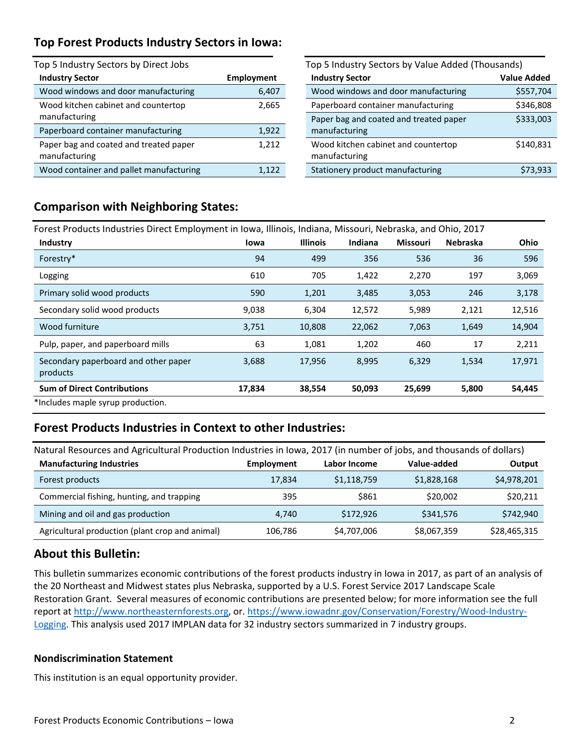## Top Forest Products Industry Sectors in Iowa:

Top 5 Industry Sectors by Direct Jobs

| Industry Sector | Employment |
|---|---|
| Wood windows and door manufacturing | 6,407 |
| Wood kitchen cabinet and countertop manufacturing | 2,665 |
| Paperboard container manufacturing | 1,922 |
| Paper bag and coated and treated paper manufacturing | 1,212 |
| Wood container and pallet manufacturing | 1,122 |

Top 5 Industry Sectors by Value Added (Thousands)

| Industry Sector | Value Added |
|---|---|
| Wood windows and door manufacturing | $557,704 |
| Paperboard container manufacturing | $346,808 |
| Paper bag and coated and treated paper manufacturing | $333,003 |
| Wood kitchen cabinet and countertop manufacturing | $140,831 |
| Stationery product manufacturing | $73,933 |

## Comparison with Neighboring States:

Forest Products Industries Direct Employment in Iowa, Illinois, Indiana, Missouri, Nebraska, and Ohio, 2017

| Industry | Iowa | Illinois | Indiana | Missouri | Nebraska | Ohio |
|---|---|---|---|---|---|---|
| Forestry* | 94 | 499 | 356 | 536 | 36 | 596 |
| Logging | 610 | 705 | 1,422 | 2,270 | 197 | 3,069 |
| Primary solid wood products | 590 | 1,201 | 3,485 | 3,053 | 246 | 3,178 |
| Secondary solid wood products | 9,038 | 6,304 | 12,572 | 5,989 | 2,121 | 12,516 |
| Wood furniture | 3,751 | 10,808 | 22,062 | 7,063 | 1,649 | 14,904 |
| Pulp, paper, and paperboard mills | 63 | 1,081 | 1,202 | 460 | 17 | 2,211 |
| Secondary paperboard and other paper products | 3,688 | 17,956 | 8,995 | 6,329 | 1,534 | 17,971 |
| **Sum of Direct Contributions** | **17,834** | **38,554** | **50,093** | **25,699** | **5,800** | **54,445** |

*Includes maple syrup production.

## Forest Products Industries in Context to other Industries:

Natural Resources and Agricultural Production Industries in Iowa, 2017 (in number of jobs, and thousands of dollars)

| Manufacturing Industries | Employment | Labor Income | Value-added | Output |
|---|---|---|---|---|
| Forest products | 17,834 | $1,118,759 | $1,828,168 | $4,978,201 |
| Commercial fishing, hunting, and trapping | 395 | $861 | $20,002 | $20,211 |
| Mining and oil and gas production | 4,740 | $172,926 | $341,576 | $742,940 |
| Agricultural production (plant crop and animal) | 106,786 | $4,707,006 | $8,067,359 | $28,465,315 |

## About this Bulletin:

This bulletin summarizes economic contributions of the forest products industry in Iowa in 2017, as part of an analysis of the 20 Northeast and Midwest states plus Nebraska, supported by a U.S. Forest Service 2017 Landscape Scale Restoration Grant. Several measures of economic contributions are presented below; for more information see the full report at http://www.northeasternforests.org, or. https://www.iowadnr.gov/Conservation/Forestry/Wood-Industry-Logging. This analysis used 2017 IMPLAN data for 32 industry sectors summarized in 7 industry groups.

### Nondiscrimination Statement

This institution is an equal opportunity provider.